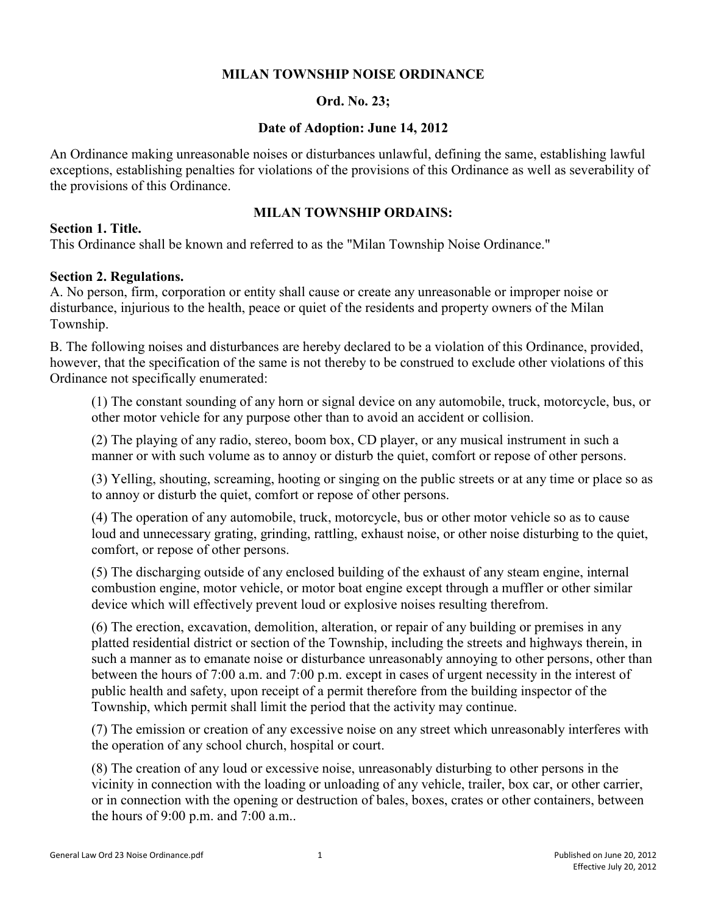# MILAN TOWNSHIP NOISE ORDINANCE

## Ord. No. 23;

## Date of Adoption: June 14, 2012

An Ordinance making unreasonable noises or disturbances unlawful, defining the same, establishing lawful exceptions, establishing penalties for violations of the provisions of this Ordinance as well as severability of the provisions of this Ordinance.

## MILAN TOWNSHIP ORDAINS:

### Section 1. Title.

This Ordinance shall be known and referred to as the "Milan Township Noise Ordinance."

### Section 2. Regulations.

A. No person, firm, corporation or entity shall cause or create any unreasonable or improper noise or disturbance, injurious to the health, peace or quiet of the residents and property owners of the Milan Township.

B. The following noises and disturbances are hereby declared to be a violation of this Ordinance, provided, however, that the specification of the same is not thereby to be construed to exclude other violations of this Ordinance not specifically enumerated:

(1) The constant sounding of any horn or signal device on any automobile, truck, motorcycle, bus, or other motor vehicle for any purpose other than to avoid an accident or collision.

(2) The playing of any radio, stereo, boom box, CD player, or any musical instrument in such a manner or with such volume as to annoy or disturb the quiet, comfort or repose of other persons.

(3) Yelling, shouting, screaming, hooting or singing on the public streets or at any time or place so as to annoy or disturb the quiet, comfort or repose of other persons.

(4) The operation of any automobile, truck, motorcycle, bus or other motor vehicle so as to cause loud and unnecessary grating, grinding, rattling, exhaust noise, or other noise disturbing to the quiet, comfort, or repose of other persons.

(5) The discharging outside of any enclosed building of the exhaust of any steam engine, internal combustion engine, motor vehicle, or motor boat engine except through a muffler or other similar device which will effectively prevent loud or explosive noises resulting therefrom.

(6) The erection, excavation, demolition, alteration, or repair of any building or premises in any platted residential district or section of the Township, including the streets and highways therein, in such a manner as to emanate noise or disturbance unreasonably annoying to other persons, other than between the hours of 7:00 a.m. and 7:00 p.m. except in cases of urgent necessity in the interest of public health and safety, upon receipt of a permit therefore from the building inspector of the Township, which permit shall limit the period that the activity may continue.

(7) The emission or creation of any excessive noise on any street which unreasonably interferes with the operation of any school church, hospital or court.

(8) The creation of any loud or excessive noise, unreasonably disturbing to other persons in the vicinity in connection with the loading or unloading of any vehicle, trailer, box car, or other carrier, or in connection with the opening or destruction of bales, boxes, crates or other containers, between the hours of 9:00 p.m. and 7:00 a.m..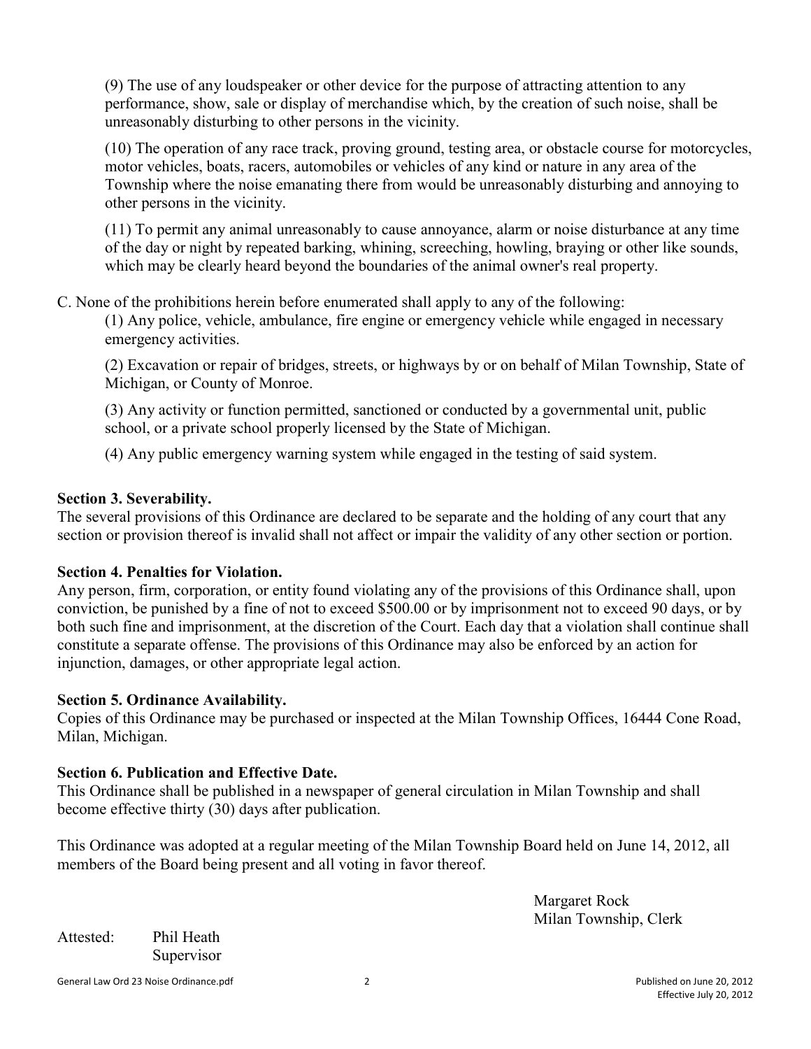(9) The use of any loudspeaker or other device for the purpose of attracting attention to any performance, show, sale or display of merchandise which, by the creation of such noise, shall be unreasonably disturbing to other persons in the vicinity.

(10) The operation of any race track, proving ground, testing area, or obstacle course for motorcycles, motor vehicles, boats, racers, automobiles or vehicles of any kind or nature in any area of the Township where the noise emanating there from would be unreasonably disturbing and annoying to other persons in the vicinity.

(11) To permit any animal unreasonably to cause annoyance, alarm or noise disturbance at any time of the day or night by repeated barking, whining, screeching, howling, braying or other like sounds, which may be clearly heard beyond the boundaries of the animal owner's real property.

C. None of the prohibitions herein before enumerated shall apply to any of the following:

(1) Any police, vehicle, ambulance, fire engine or emergency vehicle while engaged in necessary emergency activities.

(2) Excavation or repair of bridges, streets, or highways by or on behalf of Milan Township, State of Michigan, or County of Monroe.

(3) Any activity or function permitted, sanctioned or conducted by a governmental unit, public school, or a private school properly licensed by the State of Michigan.

(4) Any public emergency warning system while engaged in the testing of said system.

**Section 3. Severability.**
The several provisions of this Ordinance are declared to be separate and the holding of any court that any section or provision thereof is invalid shall not affect or impair the validity of any other section or portion.

**Section 4. Penalties for Violation.**
Any person, firm, corporation, or entity found violating any of the provisions of this Ordinance shall, upon conviction, be punished by a fine of not to exceed $500.00 or by imprisonment not to exceed 90 days, or by both such fine and imprisonment, at the discretion of the Court. Each day that a violation shall continue shall constitute a separate offense. The provisions of this Ordinance may also be enforced by an action for injunction, damages, or other appropriate legal action.

**Section 5. Ordinance Availability.**
Copies of this Ordinance may be purchased or inspected at the Milan Township Offices, 16444 Cone Road, Milan, Michigan.

**Section 6. Publication and Effective Date.**
This Ordinance shall be published in a newspaper of general circulation in Milan Township and shall become effective thirty (30) days after publication.

This Ordinance was adopted at a regular meeting of the Milan Township Board held on June 14, 2012, all members of the Board being present and all voting in favor thereof.

Margaret Rock
Milan Township, Clerk

Attested: Phil Heath
Supervisor

Published on June 20, 2012
Effective July 20, 2012